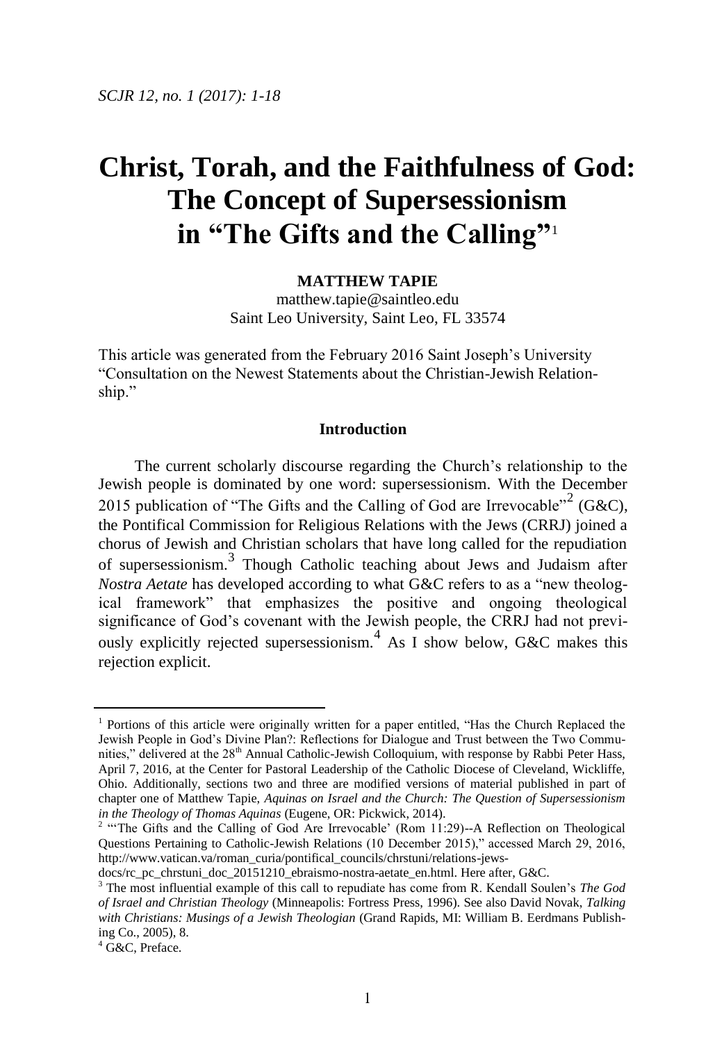# Christ, Torah, and the Faithfulness of God: The Concept of Supersessionism in "The Gifts and the Calling"[1]

**MATTHEW TAPIE**

matthew.tapie@saintleo.edu
Saint Leo University, Saint Leo, FL 33574

This article was generated from the February 2016 Saint Joseph's University "Consultation on the Newest Statements about the Christian-Jewish Relationship."

## Introduction

The current scholarly discourse regarding the Church's relationship to the Jewish people is dominated by one word: supersessionism. With the December 2015 publication of "The Gifts and the Calling of God are Irrevocable"[2] (G&C), the Pontifical Commission for Religious Relations with the Jews (CRRJ) joined a chorus of Jewish and Christian scholars that have long called for the repudiation of supersessionism.[3] Though Catholic teaching about Jews and Judaism after *Nostra Aetate* has developed according to what G&C refers to as a "new theological framework" that emphasizes the positive and ongoing theological significance of God's covenant with the Jewish people, the CRRJ had not previously explicitly rejected supersessionism.[4] As I show below, G&C makes this rejection explicit.

---

[1] Portions of this article were originally written for a paper entitled, "Has the Church Replaced the Jewish People in God's Divine Plan?: Reflections for Dialogue and Trust between the Two Communities," delivered at the 28th Annual Catholic-Jewish Colloquium, with response by Rabbi Peter Hass, April 7, 2016, at the Center for Pastoral Leadership of the Catholic Diocese of Cleveland, Wickliffe, Ohio. Additionally, sections two and three are modified versions of material published in part of chapter one of Matthew Tapie, *Aquinas on Israel and the Church: The Question of Supersessionism in the Theology of Thomas Aquinas* (Eugene, OR: Pickwick, 2014).

[2] "'The Gifts and the Calling of God Are Irrevocable' (Rom 11:29)--A Reflection on Theological Questions Pertaining to Catholic-Jewish Relations (10 December 2015)," accessed March 29, 2016, http://www.vatican.va/roman_curia/pontifical_councils/chrstuni/relations-jews-docs/rc_pc_chrstuni_doc_20151210_ebraismo-nostra-aetate_en.html. Here after, G&C.

[3] The most influential example of this call to repudiate has come from R. Kendall Soulen's *The God of Israel and Christian Theology* (Minneapolis: Fortress Press, 1996). See also David Novak, *Talking with Christians: Musings of a Jewish Theologian* (Grand Rapids, MI: William B. Eerdmans Publishing Co., 2005), 8.

[4] G&C, Preface.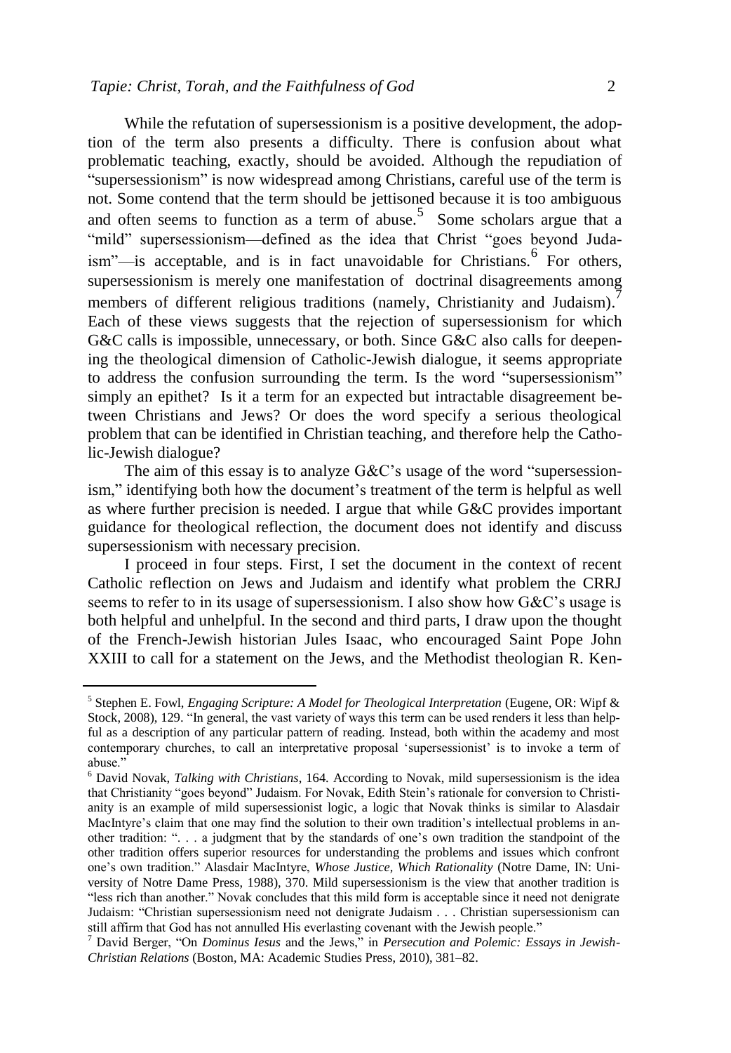While the refutation of supersessionism is a positive development, the adoption of the term also presents a difficulty. There is confusion about what problematic teaching, exactly, should be avoided. Although the repudiation of "supersessionism" is now widespread among Christians, careful use of the term is not. Some contend that the term should be jettisoned because it is too ambiguous and often seems to function as a term of abuse.[5] Some scholars argue that a "mild" supersessionism—defined as the idea that Christ "goes beyond Judaism"—is acceptable, and is in fact unavoidable for Christians.[6] For others, supersessionism is merely one manifestation of doctrinal disagreements among members of different religious traditions (namely, Christianity and Judaism).[7] Each of these views suggests that the rejection of supersessionism for which G&C calls is impossible, unnecessary, or both. Since G&C also calls for deepening the theological dimension of Catholic-Jewish dialogue, it seems appropriate to address the confusion surrounding the term. Is the word "supersessionism" simply an epithet? Is it a term for an expected but intractable disagreement between Christians and Jews? Or does the word specify a serious theological problem that can be identified in Christian teaching, and therefore help the Catholic-Jewish dialogue?

The aim of this essay is to analyze G&C's usage of the word "supersessionism," identifying both how the document's treatment of the term is helpful as well as where further precision is needed. I argue that while G&C provides important guidance for theological reflection, the document does not identify and discuss supersessionism with necessary precision.

I proceed in four steps. First, I set the document in the context of recent Catholic reflection on Jews and Judaism and identify what problem the CRRJ seems to refer to in its usage of supersessionism. I also show how G&C's usage is both helpful and unhelpful. In the second and third parts, I draw upon the thought of the French-Jewish historian Jules Isaac, who encouraged Saint Pope John XXIII to call for a statement on the Jews, and the Methodist theologian R. Ken-

---

[5] Stephen E. Fowl, *Engaging Scripture: A Model for Theological Interpretation* (Eugene, OR: Wipf & Stock, 2008), 129. "In general, the vast variety of ways this term can be used renders it less than helpful as a description of any particular pattern of reading. Instead, both within the academy and most contemporary churches, to call an interpretative proposal 'supersessionist' is to invoke a term of abuse."

[6] David Novak, *Talking with Christians*, 164. According to Novak, mild supersessionism is the idea that Christianity "goes beyond" Judaism. For Novak, Edith Stein's rationale for conversion to Christianity is an example of mild supersessionist logic, a logic that Novak thinks is similar to Alasdair MacIntyre's claim that one may find the solution to their own tradition's intellectual problems in another tradition: ". . . a judgment that by the standards of one's own tradition the standpoint of the other tradition offers superior resources for understanding the problems and issues which confront one's own tradition." Alasdair MacIntyre, *Whose Justice, Which Rationality* (Notre Dame, IN: University of Notre Dame Press, 1988), 370. Mild supersessionism is the view that another tradition is "less rich than another." Novak concludes that this mild form is acceptable since it need not denigrate Judaism: "Christian supersessionism need not denigrate Judaism . . . Christian supersessionism can still affirm that God has not annulled His everlasting covenant with the Jewish people."

[7] David Berger, "On *Dominus Iesus* and the Jews," in *Persecution and Polemic: Essays in Jewish-Christian Relations* (Boston, MA: Academic Studies Press, 2010), 381–82.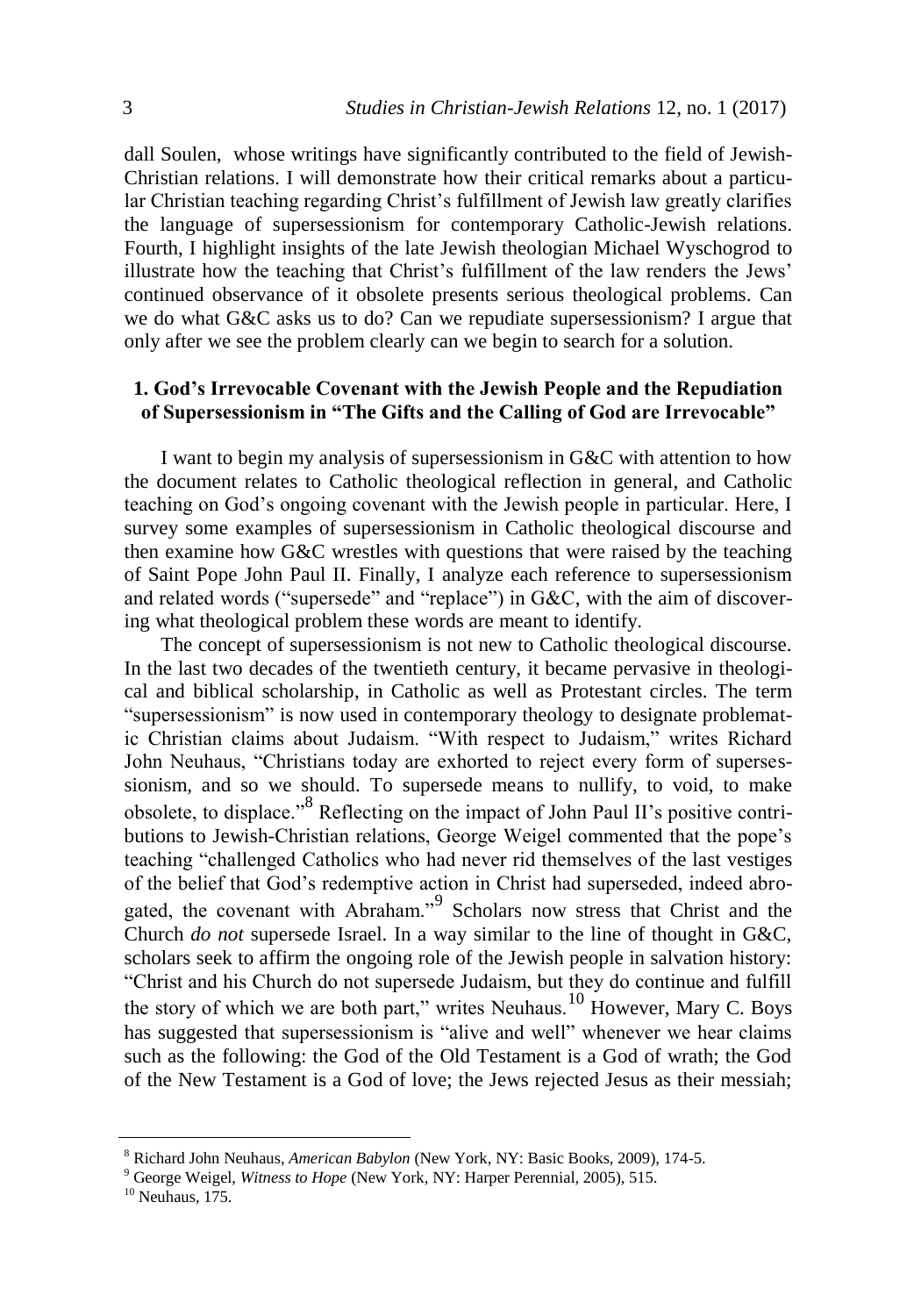dall Soulen, whose writings have significantly contributed to the field of Jewish-Christian relations. I will demonstrate how their critical remarks about a particular Christian teaching regarding Christ's fulfillment of Jewish law greatly clarifies the language of supersessionism for contemporary Catholic-Jewish relations. Fourth, I highlight insights of the late Jewish theologian Michael Wyschogrod to illustrate how the teaching that Christ's fulfillment of the law renders the Jews' continued observance of it obsolete presents serious theological problems. Can we do what G&C asks us to do? Can we repudiate supersessionism? I argue that only after we see the problem clearly can we begin to search for a solution.

## 1. God's Irrevocable Covenant with the Jewish People and the Repudiation of Supersessionism in "The Gifts and the Calling of God are Irrevocable"

I want to begin my analysis of supersessionism in G&C with attention to how the document relates to Catholic theological reflection in general, and Catholic teaching on God's ongoing covenant with the Jewish people in particular. Here, I survey some examples of supersessionism in Catholic theological discourse and then examine how G&C wrestles with questions that were raised by the teaching of Saint Pope John Paul II. Finally, I analyze each reference to supersessionism and related words ("supersede" and "replace") in G&C, with the aim of discovering what theological problem these words are meant to identify.

The concept of supersessionism is not new to Catholic theological discourse. In the last two decades of the twentieth century, it became pervasive in theological and biblical scholarship, in Catholic as well as Protestant circles. The term "supersessionism" is now used in contemporary theology to designate problematic Christian claims about Judaism. "With respect to Judaism," writes Richard John Neuhaus, "Christians today are exhorted to reject every form of supersessionism, and so we should. To supersede means to nullify, to void, to make obsolete, to displace."[8] Reflecting on the impact of John Paul II's positive contributions to Jewish-Christian relations, George Weigel commented that the pope's teaching "challenged Catholics who had never rid themselves of the last vestiges of the belief that God's redemptive action in Christ had superseded, indeed abrogated, the covenant with Abraham."[9] Scholars now stress that Christ and the Church *do not* supersede Israel. In a way similar to the line of thought in G&C, scholars seek to affirm the ongoing role of the Jewish people in salvation history: "Christ and his Church do not supersede Judaism, but they do continue and fulfill the story of which we are both part," writes Neuhaus.[10] However, Mary C. Boys has suggested that supersessionism is "alive and well" whenever we hear claims such as the following: the God of the Old Testament is a God of wrath; the God of the New Testament is a God of love; the Jews rejected Jesus as their messiah;

---

[8] Richard John Neuhaus, *American Babylon* (New York, NY: Basic Books, 2009), 174-5.

[9] George Weigel, *Witness to Hope* (New York, NY: Harper Perennial, 2005), 515.

[10] Neuhaus, 175.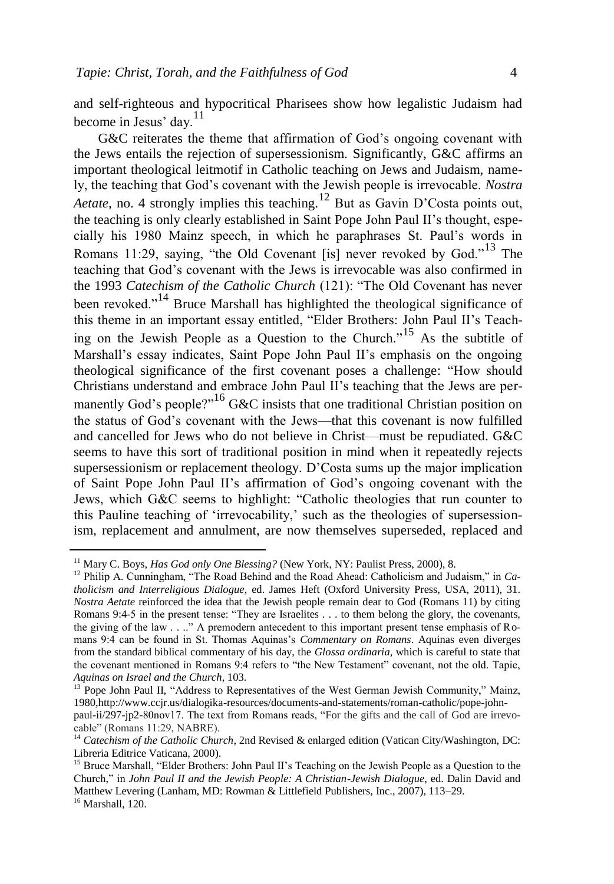and self-righteous and hypocritical Pharisees show how legalistic Judaism had become in Jesus' day.[11]

G&C reiterates the theme that affirmation of God's ongoing covenant with the Jews entails the rejection of supersessionism. Significantly, G&C affirms an important theological leitmotif in Catholic teaching on Jews and Judaism, namely, the teaching that God's covenant with the Jewish people is irrevocable. *Nostra Aetate*, no. 4 strongly implies this teaching.[12] But as Gavin D'Costa points out, the teaching is only clearly established in Saint Pope John Paul II's thought, especially his 1980 Mainz speech, in which he paraphrases St. Paul's words in Romans 11:29, saying, "the Old Covenant [is] never revoked by God."[13] The teaching that God's covenant with the Jews is irrevocable was also confirmed in the 1993 *Catechism of the Catholic Church* (121): "The Old Covenant has never been revoked."[14] Bruce Marshall has highlighted the theological significance of this theme in an important essay entitled, "Elder Brothers: John Paul II's Teaching on the Jewish People as a Question to the Church."[15] As the subtitle of Marshall's essay indicates, Saint Pope John Paul II's emphasis on the ongoing theological significance of the first covenant poses a challenge: "How should Christians understand and embrace John Paul II's teaching that the Jews are permanently God's people?"[16] G&C insists that one traditional Christian position on the status of God's covenant with the Jews—that this covenant is now fulfilled and cancelled for Jews who do not believe in Christ—must be repudiated. G&C seems to have this sort of traditional position in mind when it repeatedly rejects supersessionism or replacement theology. D'Costa sums up the major implication of Saint Pope John Paul II's affirmation of God's ongoing covenant with the Jews, which G&C seems to highlight: "Catholic theologies that run counter to this Pauline teaching of 'irrevocability,' such as the theologies of supersessionism, replacement and annulment, are now themselves superseded, replaced and

---

[11] Mary C. Boys, *Has God only One Blessing?* (New York, NY: Paulist Press, 2000), 8.

[12] Philip A. Cunningham, "The Road Behind and the Road Ahead: Catholicism and Judaism," in *Catholicism and Interreligious Dialogue*, ed. James Heft (Oxford University Press, USA, 2011), 31. *Nostra Aetate* reinforced the idea that the Jewish people remain dear to God (Romans 11) by citing Romans 9:4-5 in the present tense: "They are Israelites . . . to them belong the glory, the covenants, the giving of the law . . .." A premodern antecedent to this important present tense emphasis of Romans 9:4 can be found in St. Thomas Aquinas's *Commentary on Romans*. Aquinas even diverges from the standard biblical commentary of his day, the *Glossa ordinaria*, which is careful to state that the covenant mentioned in Romans 9:4 refers to "the New Testament" covenant, not the old. Tapie, *Aquinas on Israel and the Church*, 103.

[13] Pope John Paul II, "Address to Representatives of the West German Jewish Community," Mainz, 1980,http://www.ccjr.us/dialogika-resources/documents-and-statements/roman-catholic/pope-john-paul-ii/297-jp2-80nov17. The text from Romans reads, "For the gifts and the call of God are irrevocable" (Romans 11:29, NABRE).

[14] *Catechism of the Catholic Church*, 2nd Revised & enlarged edition (Vatican City/Washington, DC: Libreria Editrice Vaticana, 2000).

[15] Bruce Marshall, "Elder Brothers: John Paul II's Teaching on the Jewish People as a Question to the Church," in *John Paul II and the Jewish People: A Christian-Jewish Dialogue*, ed. Dalin David and Matthew Levering (Lanham, MD: Rowman & Littlefield Publishers, Inc., 2007), 113–29.

[16] Marshall, 120.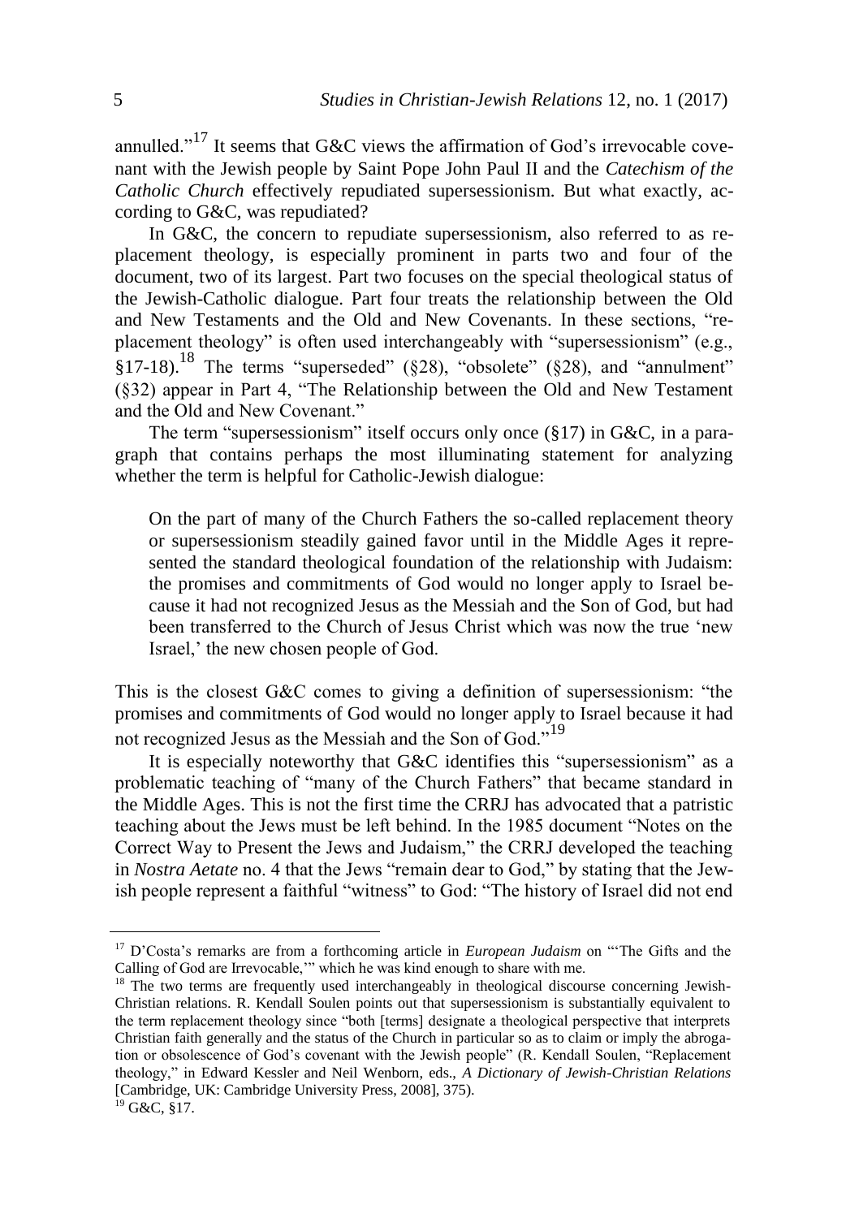annulled."[17] It seems that G&C views the affirmation of God's irrevocable covenant with the Jewish people by Saint Pope John Paul II and the *Catechism of the Catholic Church* effectively repudiated supersessionism. But what exactly, according to G&C, was repudiated?

In G&C, the concern to repudiate supersessionism, also referred to as replacement theology, is especially prominent in parts two and four of the document, two of its largest. Part two focuses on the special theological status of the Jewish-Catholic dialogue. Part four treats the relationship between the Old and New Testaments and the Old and New Covenants. In these sections, "replacement theology" is often used interchangeably with "supersessionism" (e.g., §17-18).[18] The terms "superseded" (§28), "obsolete" (§28), and "annulment" (§32) appear in Part 4, "The Relationship between the Old and New Testament and the Old and New Covenant."

The term "supersessionism" itself occurs only once (§17) in G&C, in a paragraph that contains perhaps the most illuminating statement for analyzing whether the term is helpful for Catholic-Jewish dialogue:

> On the part of many of the Church Fathers the so-called replacement theory or supersessionism steadily gained favor until in the Middle Ages it represented the standard theological foundation of the relationship with Judaism: the promises and commitments of God would no longer apply to Israel because it had not recognized Jesus as the Messiah and the Son of God, but had been transferred to the Church of Jesus Christ which was now the true 'new Israel,' the new chosen people of God.

This is the closest G&C comes to giving a definition of supersessionism: "the promises and commitments of God would no longer apply to Israel because it had not recognized Jesus as the Messiah and the Son of God."[19]

It is especially noteworthy that G&C identifies this "supersessionism" as a problematic teaching of "many of the Church Fathers" that became standard in the Middle Ages. This is not the first time the CRRJ has advocated that a patristic teaching about the Jews must be left behind. In the 1985 document "Notes on the Correct Way to Present the Jews and Judaism," the CRRJ developed the teaching in *Nostra Aetate* no. 4 that the Jews "remain dear to God," by stating that the Jewish people represent a faithful "witness" to God: "The history of Israel did not end

---

[17] D'Costa's remarks are from a forthcoming article in *European Judaism* on "'The Gifts and the Calling of God are Irrevocable,'" which he was kind enough to share with me.

[18] The two terms are frequently used interchangeably in theological discourse concerning Jewish-Christian relations. R. Kendall Soulen points out that supersessionism is substantially equivalent to the term replacement theology since "both [terms] designate a theological perspective that interprets Christian faith generally and the status of the Church in particular so as to claim or imply the abrogation or obsolescence of God's covenant with the Jewish people" (R. Kendall Soulen, "Replacement theology," in Edward Kessler and Neil Wenborn, eds., *A Dictionary of Jewish-Christian Relations* [Cambridge, UK: Cambridge University Press, 2008], 375).

[19] G&C, §17.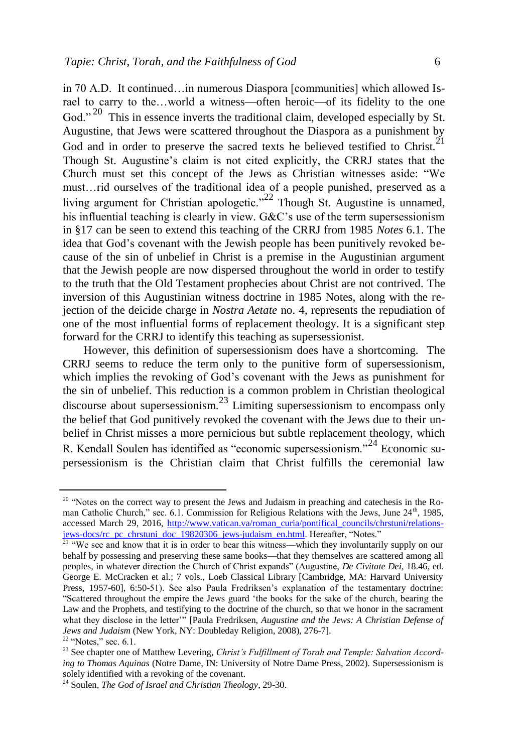in 70 A.D. It continued…in numerous Diaspora [communities] which allowed Israel to carry to the…world a witness—often heroic—of its fidelity to the one God."[20] This in essence inverts the traditional claim, developed especially by St. Augustine, that Jews were scattered throughout the Diaspora as a punishment by God and in order to preserve the sacred texts he believed testified to Christ.[21] Though St. Augustine's claim is not cited explicitly, the CRRJ states that the Church must set this concept of the Jews as Christian witnesses aside: "We must…rid ourselves of the traditional idea of a people punished, preserved as a living argument for Christian apologetic."[22] Though St. Augustine is unnamed, his influential teaching is clearly in view. G&C's use of the term supersessionism in §17 can be seen to extend this teaching of the CRRJ from 1985 *Notes* 6.1. The idea that God's covenant with the Jewish people has been punitively revoked because of the sin of unbelief in Christ is a premise in the Augustinian argument that the Jewish people are now dispersed throughout the world in order to testify to the truth that the Old Testament prophecies about Christ are not contrived. The inversion of this Augustinian witness doctrine in 1985 Notes, along with the rejection of the deicide charge in *Nostra Aetate* no. 4, represents the repudiation of one of the most influential forms of replacement theology. It is a significant step forward for the CRRJ to identify this teaching as supersessionist.

However, this definition of supersessionism does have a shortcoming. The CRRJ seems to reduce the term only to the punitive form of supersessionism, which implies the revoking of God's covenant with the Jews as punishment for the sin of unbelief. This reduction is a common problem in Christian theological discourse about supersessionism.[23] Limiting supersessionism to encompass only the belief that God punitively revoked the covenant with the Jews due to their unbelief in Christ misses a more pernicious but subtle replacement theology, which R. Kendall Soulen has identified as "economic supersessionism."[24] Economic supersessionism is the Christian claim that Christ fulfills the ceremonial law

---

[20] "Notes on the correct way to present the Jews and Judaism in preaching and catechesis in the Roman Catholic Church," sec. 6.1. Commission for Religious Relations with the Jews, June 24th, 1985, accessed March 29, 2016, http://www.vatican.va/roman_curia/pontifical_councils/chrstuni/relations-jews-docs/rc_pc_chrstuni_doc_19820306_jews-judaism_en.html. Hereafter, "Notes."

[21] "We see and know that it is in order to bear this witness—which they involuntarily supply on our behalf by possessing and preserving these same books—that they themselves are scattered among all peoples, in whatever direction the Church of Christ expands" (Augustine, *De Civitate Dei*, 18.46, ed. George E. McCracken et al.; 7 vols., Loeb Classical Library [Cambridge, MA: Harvard University Press, 1957-60], 6:50-51). See also Paula Fredriksen's explanation of the testamentary doctrine: "Scattered throughout the empire the Jews guard 'the books for the sake of the church, bearing the Law and the Prophets, and testifying to the doctrine of the church, so that we honor in the sacrament what they disclose in the letter'" [Paula Fredriksen, *Augustine and the Jews: A Christian Defense of Jews and Judaism* (New York, NY: Doubleday Religion, 2008), 276-7].

[22] "Notes," sec. 6.1.

[23] See chapter one of Matthew Levering, *Christ's Fulfillment of Torah and Temple: Salvation According to Thomas Aquinas* (Notre Dame, IN: University of Notre Dame Press, 2002). Supersessionism is solely identified with a revoking of the covenant.

[24] Soulen, *The God of Israel and Christian Theology*, 29-30.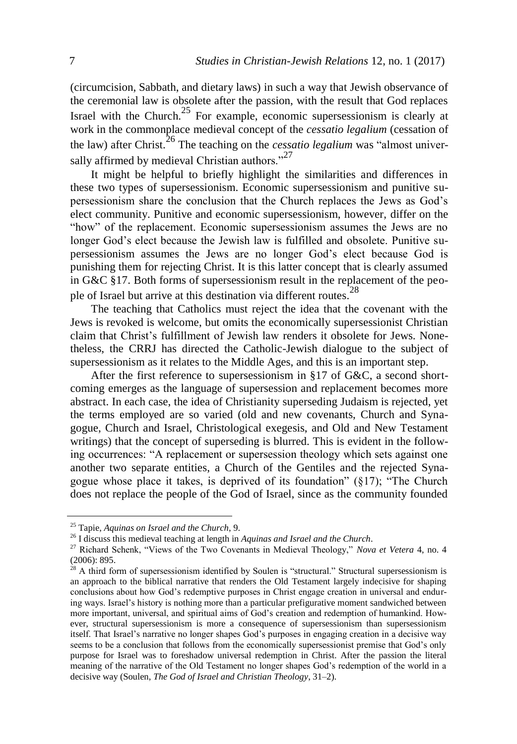(circumcision, Sabbath, and dietary laws) in such a way that Jewish observance of the ceremonial law is obsolete after the passion, with the result that God replaces Israel with the Church.[25] For example, economic supersessionism is clearly at work in the commonplace medieval concept of the *cessatio legalium* (cessation of the law) after Christ.[26] The teaching on the *cessatio legalium* was "almost universally affirmed by medieval Christian authors."[27]

It might be helpful to briefly highlight the similarities and differences in these two types of supersessionism. Economic supersessionism and punitive supersessionism share the conclusion that the Church replaces the Jews as God's elect community. Punitive and economic supersessionism, however, differ on the "how" of the replacement. Economic supersessionism assumes the Jews are no longer God's elect because the Jewish law is fulfilled and obsolete. Punitive supersessionism assumes the Jews are no longer God's elect because God is punishing them for rejecting Christ. It is this latter concept that is clearly assumed in G&C §17. Both forms of supersessionism result in the replacement of the people of Israel but arrive at this destination via different routes.[28]

The teaching that Catholics must reject the idea that the covenant with the Jews is revoked is welcome, but omits the economically supersessionist Christian claim that Christ's fulfillment of Jewish law renders it obsolete for Jews. Nonetheless, the CRRJ has directed the Catholic-Jewish dialogue to the subject of supersessionism as it relates to the Middle Ages, and this is an important step.

After the first reference to supersessionism in §17 of G&C, a second shortcoming emerges as the language of supersession and replacement becomes more abstract. In each case, the idea of Christianity superseding Judaism is rejected, yet the terms employed are so varied (old and new covenants, Church and Synagogue, Church and Israel, Christological exegesis, and Old and New Testament writings) that the concept of superseding is blurred. This is evident in the following occurrences: "A replacement or supersession theology which sets against one another two separate entities, a Church of the Gentiles and the rejected Synagogue whose place it takes, is deprived of its foundation" (§17); "The Church does not replace the people of the God of Israel, since as the community founded

---

[25] Tapie, *Aquinas on Israel and the Church*, 9.

[26] I discuss this medieval teaching at length in *Aquinas and Israel and the Church*.

[27] Richard Schenk, "Views of the Two Covenants in Medieval Theology," *Nova et Vetera* 4, no. 4 (2006): 895.

[28] A third form of supersessionism identified by Soulen is "structural." Structural supersessionism is an approach to the biblical narrative that renders the Old Testament largely indecisive for shaping conclusions about how God's redemptive purposes in Christ engage creation in universal and enduring ways. Israel's history is nothing more than a particular prefigurative moment sandwiched between more important, universal, and spiritual aims of God's creation and redemption of humankind. However, structural supersessionism is more a consequence of supersessionism than supersessionism itself. That Israel's narrative no longer shapes God's purposes in engaging creation in a decisive way seems to be a conclusion that follows from the economically supersessionist premise that God's only purpose for Israel was to foreshadow universal redemption in Christ. After the passion the literal meaning of the narrative of the Old Testament no longer shapes God's redemption of the world in a decisive way (Soulen, *The God of Israel and Christian Theology*, 31–2).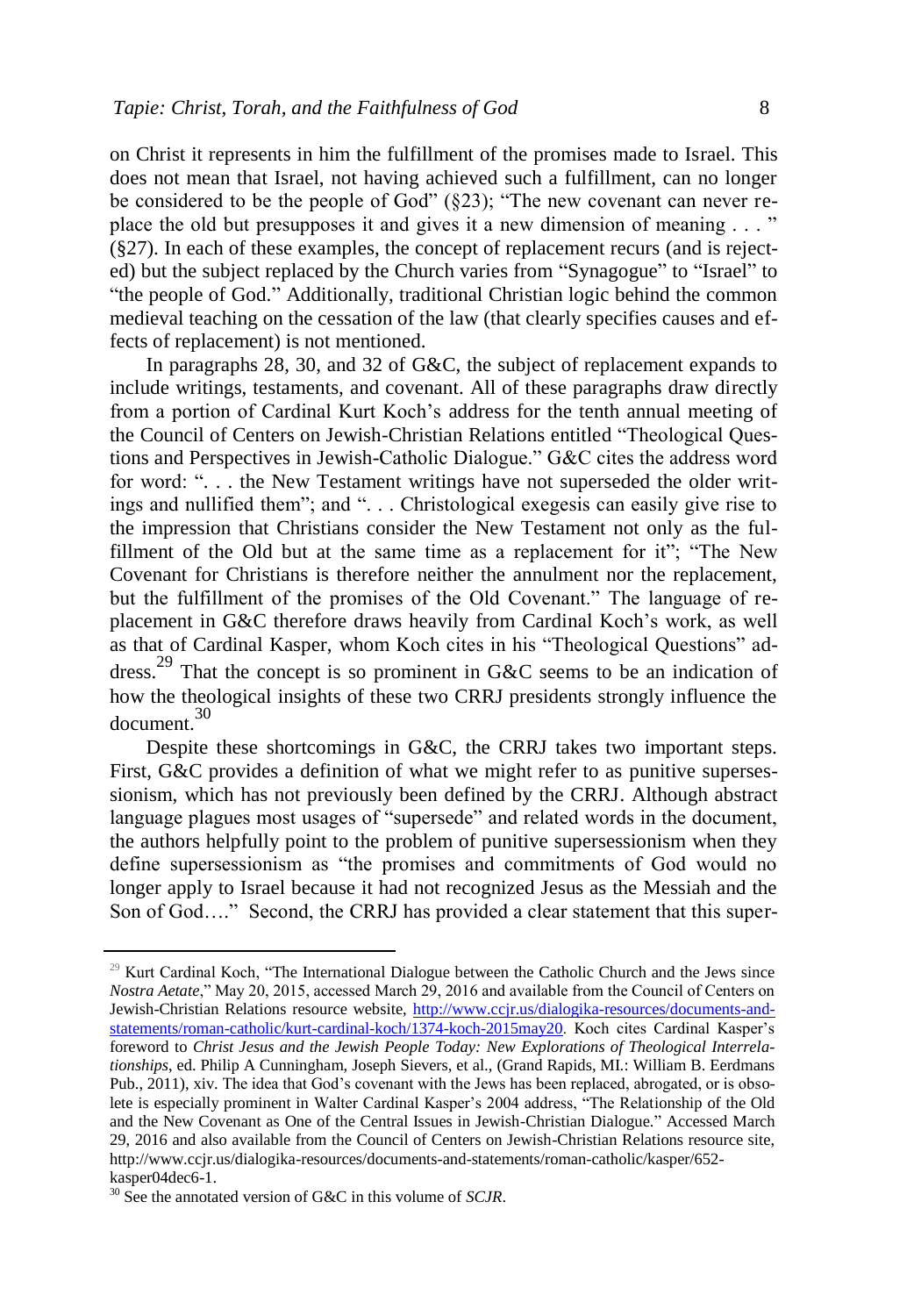on Christ it represents in him the fulfillment of the promises made to Israel. This does not mean that Israel, not having achieved such a fulfillment, can no longer be considered to be the people of God" (§23); "The new covenant can never replace the old but presupposes it and gives it a new dimension of meaning . . . " (§27). In each of these examples, the concept of replacement recurs (and is rejected) but the subject replaced by the Church varies from "Synagogue" to "Israel" to "the people of God." Additionally, traditional Christian logic behind the common medieval teaching on the cessation of the law (that clearly specifies causes and effects of replacement) is not mentioned.

In paragraphs 28, 30, and 32 of G&C, the subject of replacement expands to include writings, testaments, and covenant. All of these paragraphs draw directly from a portion of Cardinal Kurt Koch's address for the tenth annual meeting of the Council of Centers on Jewish-Christian Relations entitled "Theological Questions and Perspectives in Jewish-Catholic Dialogue." G&C cites the address word for word: ". . . the New Testament writings have not superseded the older writings and nullified them"; and ". . . Christological exegesis can easily give rise to the impression that Christians consider the New Testament not only as the fulfillment of the Old but at the same time as a replacement for it"; "The New Covenant for Christians is therefore neither the annulment nor the replacement, but the fulfillment of the promises of the Old Covenant." The language of replacement in G&C therefore draws heavily from Cardinal Koch's work, as well as that of Cardinal Kasper, whom Koch cites in his "Theological Questions" address.[29] That the concept is so prominent in G&C seems to be an indication of how the theological insights of these two CRRJ presidents strongly influence the document.[30]

Despite these shortcomings in G&C, the CRRJ takes two important steps. First, G&C provides a definition of what we might refer to as punitive supersessionism, which has not previously been defined by the CRRJ. Although abstract language plagues most usages of "supersede" and related words in the document, the authors helpfully point to the problem of punitive supersessionism when they define supersessionism as "the promises and commitments of God would no longer apply to Israel because it had not recognized Jesus as the Messiah and the Son of God…." Second, the CRRJ has provided a clear statement that this super-

---

[29] Kurt Cardinal Koch, "The International Dialogue between the Catholic Church and the Jews since *Nostra Aetate*," May 20, 2015, accessed March 29, 2016 and available from the Council of Centers on Jewish-Christian Relations resource website, http://www.ccjr.us/dialogika-resources/documents-and-statements/roman-catholic/kurt-cardinal-koch/1374-koch-2015may20. Koch cites Cardinal Kasper's foreword to *Christ Jesus and the Jewish People Today: New Explorations of Theological Interrelationships*, ed. Philip A Cunningham, Joseph Sievers, et al., (Grand Rapids, MI.: William B. Eerdmans Pub., 2011), xiv. The idea that God's covenant with the Jews has been replaced, abrogated, or is obsolete is especially prominent in Walter Cardinal Kasper's 2004 address, "The Relationship of the Old and the New Covenant as One of the Central Issues in Jewish-Christian Dialogue." Accessed March 29, 2016 and also available from the Council of Centers on Jewish-Christian Relations resource site, http://www.ccjr.us/dialogika-resources/documents-and-statements/roman-catholic/kasper/652-kasper04dec6-1.

[30] See the annotated version of G&C in this volume of *SCJR*.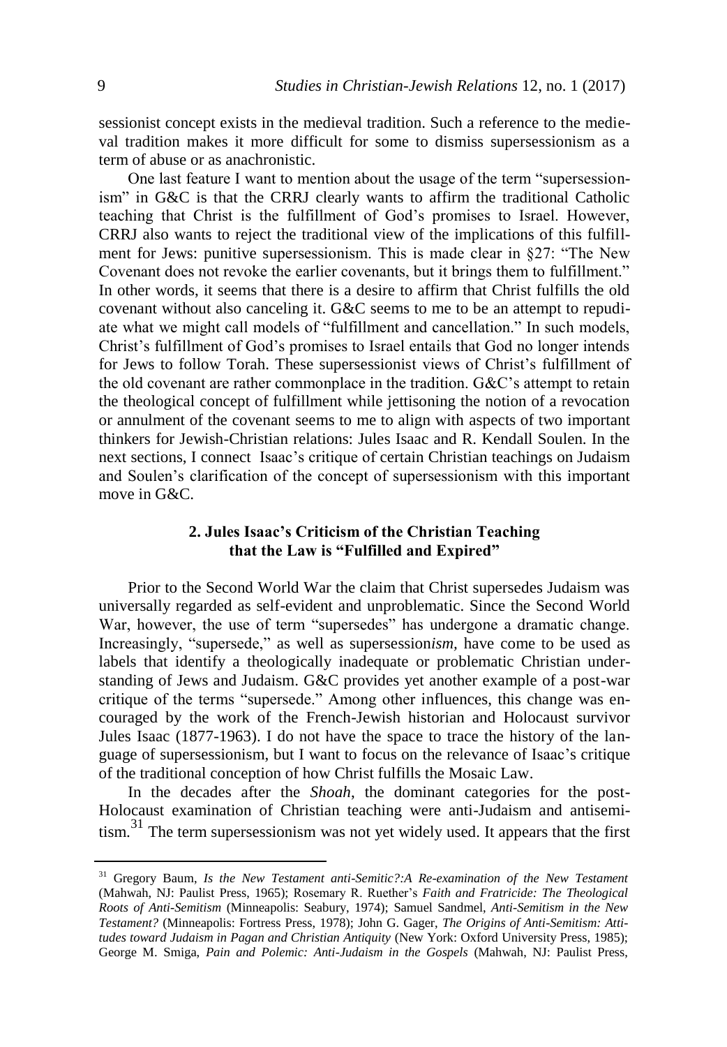sessionist concept exists in the medieval tradition. Such a reference to the medieval tradition makes it more difficult for some to dismiss supersessionism as a term of abuse or as anachronistic.

One last feature I want to mention about the usage of the term "supersessionism" in G&C is that the CRRJ clearly wants to affirm the traditional Catholic teaching that Christ is the fulfillment of God's promises to Israel. However, CRRJ also wants to reject the traditional view of the implications of this fulfillment for Jews: punitive supersessionism. This is made clear in §27: "The New Covenant does not revoke the earlier covenants, but it brings them to fulfillment." In other words, it seems that there is a desire to affirm that Christ fulfills the old covenant without also canceling it. G&C seems to me to be an attempt to repudiate what we might call models of "fulfillment and cancellation." In such models, Christ's fulfillment of God's promises to Israel entails that God no longer intends for Jews to follow Torah. These supersessionist views of Christ's fulfillment of the old covenant are rather commonplace in the tradition. G&C's attempt to retain the theological concept of fulfillment while jettisoning the notion of a revocation or annulment of the covenant seems to me to align with aspects of two important thinkers for Jewish-Christian relations: Jules Isaac and R. Kendall Soulen. In the next sections, I connect Isaac's critique of certain Christian teachings on Judaism and Soulen's clarification of the concept of supersessionism with this important move in G&C.

## 2. Jules Isaac's Criticism of the Christian Teaching that the Law is "Fulfilled and Expired"

Prior to the Second World War the claim that Christ supersedes Judaism was universally regarded as self-evident and unproblematic. Since the Second World War, however, the use of term "supersedes" has undergone a dramatic change. Increasingly, "supersede," as well as supersession*ism,* have come to be used as labels that identify a theologically inadequate or problematic Christian understanding of Jews and Judaism. G&C provides yet another example of a post-war critique of the terms "supersede." Among other influences, this change was encouraged by the work of the French-Jewish historian and Holocaust survivor Jules Isaac (1877-1963). I do not have the space to trace the history of the language of supersessionism, but I want to focus on the relevance of Isaac's critique of the traditional conception of how Christ fulfills the Mosaic Law.

In the decades after the *Shoah*, the dominant categories for the post-Holocaust examination of Christian teaching were anti-Judaism and antisemitism.[31] The term supersessionism was not yet widely used. It appears that the first

[31] Gregory Baum, *Is the New Testament anti-Semitic?:A Re-examination of the New Testament* (Mahwah, NJ: Paulist Press, 1965); Rosemary R. Ruether's *Faith and Fratricide: The Theological Roots of Anti-Semitism* (Minneapolis: Seabury, 1974); Samuel Sandmel, *Anti-Semitism in the New Testament?* (Minneapolis: Fortress Press, 1978); John G. Gager, *The Origins of Anti-Semitism: Attitudes toward Judaism in Pagan and Christian Antiquity* (New York: Oxford University Press, 1985); George M. Smiga, *Pain and Polemic: Anti-Judaism in the Gospels* (Mahwah, NJ: Paulist Press,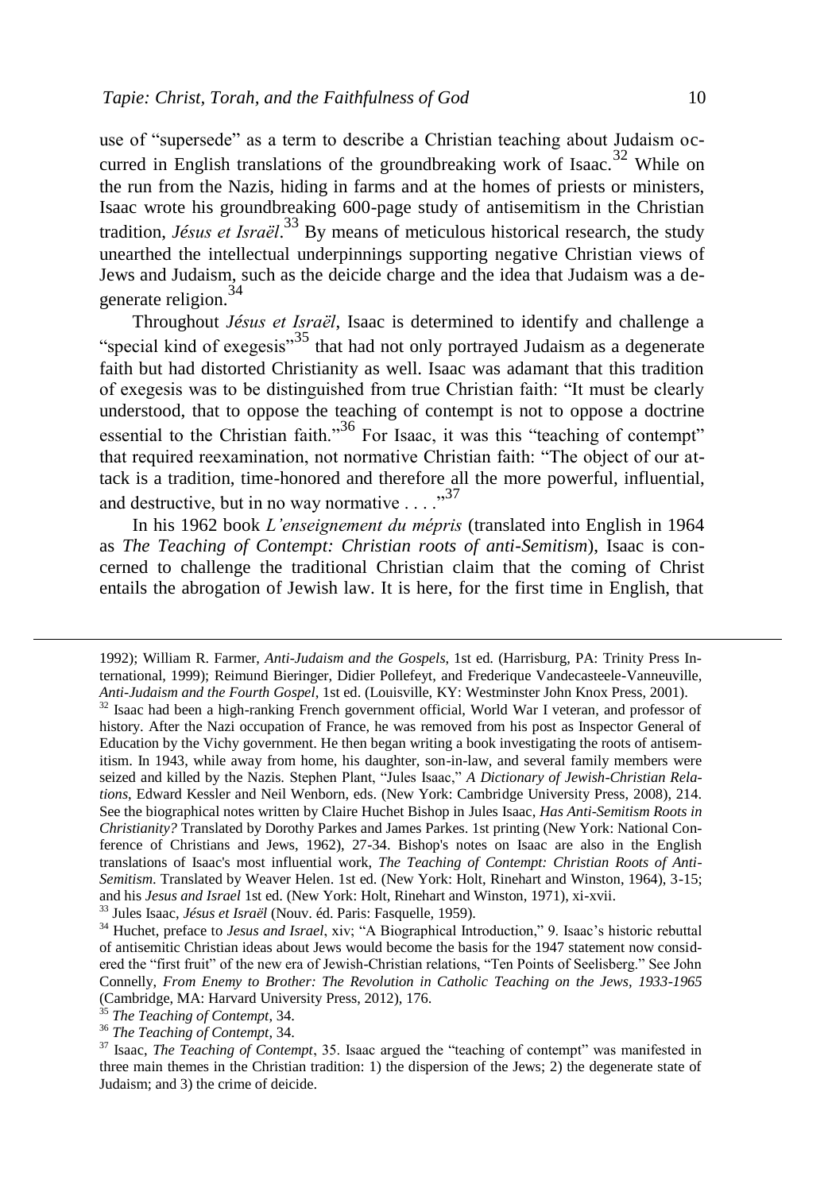use of "supersede" as a term to describe a Christian teaching about Judaism occurred in English translations of the groundbreaking work of Isaac.[32] While on the run from the Nazis, hiding in farms and at the homes of priests or ministers, Isaac wrote his groundbreaking 600-page study of antisemitism in the Christian tradition, *Jésus et Israël*.[33] By means of meticulous historical research, the study unearthed the intellectual underpinnings supporting negative Christian views of Jews and Judaism, such as the deicide charge and the idea that Judaism was a degenerate religion.[34]

Throughout *Jésus et Israël*, Isaac is determined to identify and challenge a "special kind of exegesis"[35] that had not only portrayed Judaism as a degenerate faith but had distorted Christianity as well. Isaac was adamant that this tradition of exegesis was to be distinguished from true Christian faith: "It must be clearly understood, that to oppose the teaching of contempt is not to oppose a doctrine essential to the Christian faith."[36] For Isaac, it was this "teaching of contempt" that required reexamination, not normative Christian faith: "The object of our attack is a tradition, time-honored and therefore all the more powerful, influential, and destructive, but in no way normative . . . ."[37]

In his 1962 book *L'enseignement du mépris* (translated into English in 1964 as *The Teaching of Contempt: Christian roots of anti-Semitism*), Isaac is concerned to challenge the traditional Christian claim that the coming of Christ entails the abrogation of Jewish law. It is here, for the first time in English, that

---

1992); William R. Farmer, *Anti-Judaism and the Gospels*, 1st ed. (Harrisburg, PA: Trinity Press International, 1999); Reimund Bieringer, Didier Pollefeyt, and Frederique Vandecasteele-Vanneuville, *Anti-Judaism and the Fourth Gospel*, 1st ed. (Louisville, KY: Westminster John Knox Press, 2001).

[32] Isaac had been a high-ranking French government official, World War I veteran, and professor of history. After the Nazi occupation of France, he was removed from his post as Inspector General of Education by the Vichy government. He then began writing a book investigating the roots of antisemitism. In 1943, while away from home, his daughter, son-in-law, and several family members were seized and killed by the Nazis. Stephen Plant, "Jules Isaac," *A Dictionary of Jewish-Christian Relations*, Edward Kessler and Neil Wenborn, eds. (New York: Cambridge University Press, 2008), 214. See the biographical notes written by Claire Huchet Bishop in Jules Isaac, *Has Anti-Semitism Roots in Christianity?* Translated by Dorothy Parkes and James Parkes. 1st printing (New York: National Conference of Christians and Jews, 1962), 27-34. Bishop's notes on Isaac are also in the English translations of Isaac's most influential work, *The Teaching of Contempt: Christian Roots of Anti-Semitism*. Translated by Weaver Helen. 1st ed. (New York: Holt, Rinehart and Winston, 1964), 3-15; and his *Jesus and Israel* 1st ed. (New York: Holt, Rinehart and Winston, 1971), xi-xvii.

[33] Jules Isaac, *Jésus et Israël* (Nouv. éd. Paris: Fasquelle, 1959).

[34] Huchet, preface to *Jesus and Israel*, xiv; "A Biographical Introduction," 9. Isaac's historic rebuttal of antisemitic Christian ideas about Jews would become the basis for the 1947 statement now considered the "first fruit" of the new era of Jewish-Christian relations, "Ten Points of Seelisberg." See John Connelly, *From Enemy to Brother: The Revolution in Catholic Teaching on the Jews, 1933-1965* (Cambridge, MA: Harvard University Press, 2012), 176.

[35] *The Teaching of Contempt*, 34.

[36] *The Teaching of Contempt*, 34.

[37] Isaac, *The Teaching of Contempt*, 35. Isaac argued the "teaching of contempt" was manifested in three main themes in the Christian tradition: 1) the dispersion of the Jews; 2) the degenerate state of Judaism; and 3) the crime of deicide.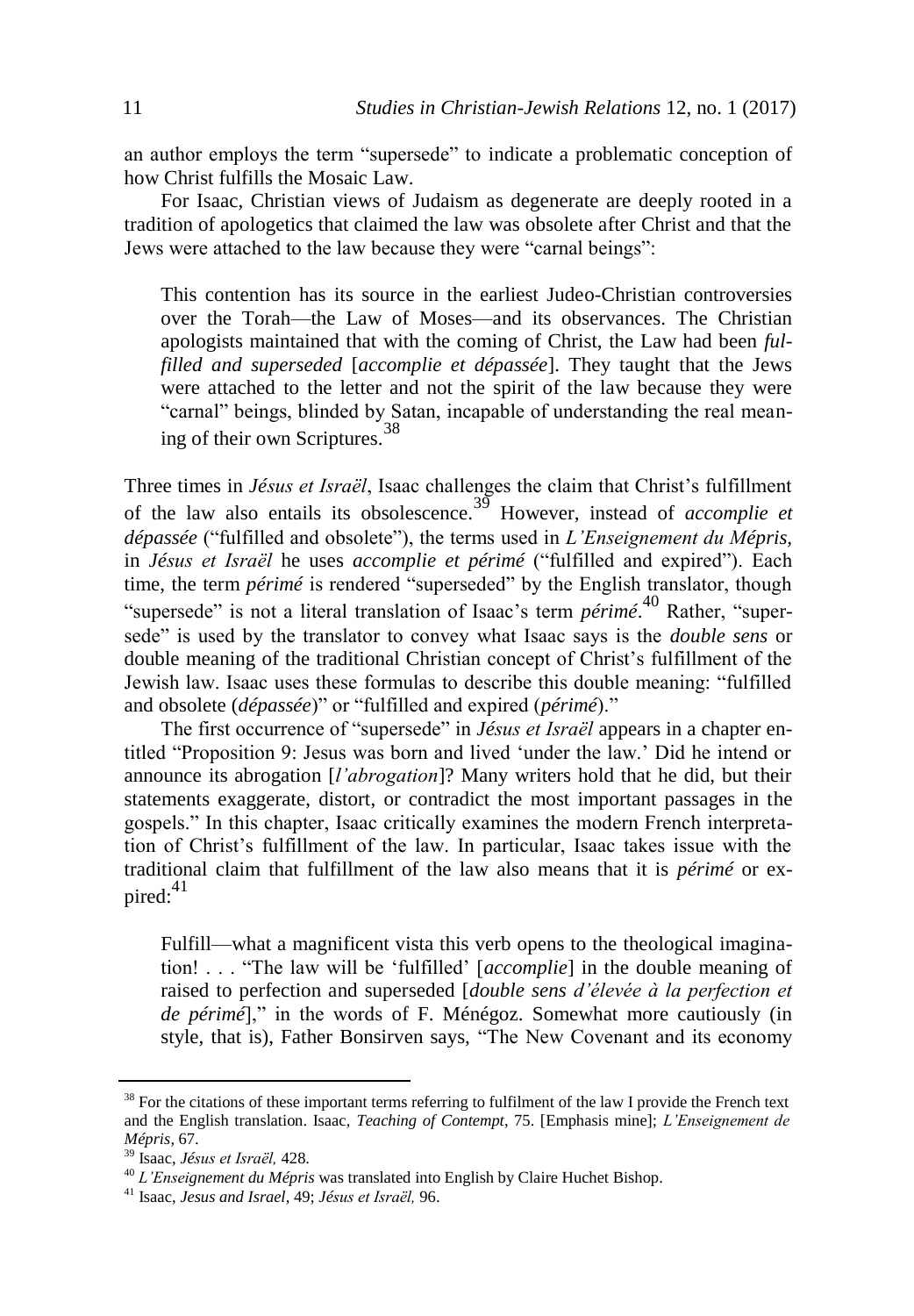an author employs the term "supersede" to indicate a problematic conception of how Christ fulfills the Mosaic Law.

For Isaac, Christian views of Judaism as degenerate are deeply rooted in a tradition of apologetics that claimed the law was obsolete after Christ and that the Jews were attached to the law because they were "carnal beings":

> This contention has its source in the earliest Judeo-Christian controversies over the Torah—the Law of Moses—and its observances. The Christian apologists maintained that with the coming of Christ, the Law had been *fulfilled and superseded* [*accomplie et dépassée*]. They taught that the Jews were attached to the letter and not the spirit of the law because they were "carnal" beings, blinded by Satan, incapable of understanding the real meaning of their own Scriptures.[38]

Three times in *Jésus et Israël*, Isaac challenges the claim that Christ's fulfillment of the law also entails its obsolescence.[39] However, instead of *accomplie et dépassée* ("fulfilled and obsolete"), the terms used in *L'Enseignement du Mépris,* in *Jésus et Israël* he uses *accomplie et périmé* ("fulfilled and expired"). Each time, the term *périmé* is rendered "superseded" by the English translator, though "supersede" is not a literal translation of Isaac's term *périmé*.[40] Rather, "supersede" is used by the translator to convey what Isaac says is the *double sens* or double meaning of the traditional Christian concept of Christ's fulfillment of the Jewish law. Isaac uses these formulas to describe this double meaning: "fulfilled and obsolete (*dépassée*)" or "fulfilled and expired (*périmé*)."

The first occurrence of "supersede" in *Jésus et Israël* appears in a chapter entitled "Proposition 9: Jesus was born and lived 'under the law.' Did he intend or announce its abrogation [*l'abrogation*]? Many writers hold that he did, but their statements exaggerate, distort, or contradict the most important passages in the gospels." In this chapter, Isaac critically examines the modern French interpretation of Christ's fulfillment of the law. In particular, Isaac takes issue with the traditional claim that fulfillment of the law also means that it is *périmé* or expired:[41]

> Fulfill—what a magnificent vista this verb opens to the theological imagination! . . . "The law will be 'fulfilled' [*accomplie*] in the double meaning of raised to perfection and superseded [*double sens d'élevée à la perfection et de périmé*]," in the words of F. Ménégoz. Somewhat more cautiously (in style, that is), Father Bonsirven says, "The New Covenant and its economy

---

[38] For the citations of these important terms referring to fulfilment of the law I provide the French text and the English translation. Isaac, *Teaching of Contempt*, 75. [Emphasis mine]; *L'Enseignement de Mépris*, 67.

[39] Isaac, *Jésus et Israël,* 428.

[40] *L'Enseignement du Mépris* was translated into English by Claire Huchet Bishop.

[41] Isaac, *Jesus and Israel*, 49; *Jésus et Israël,* 96.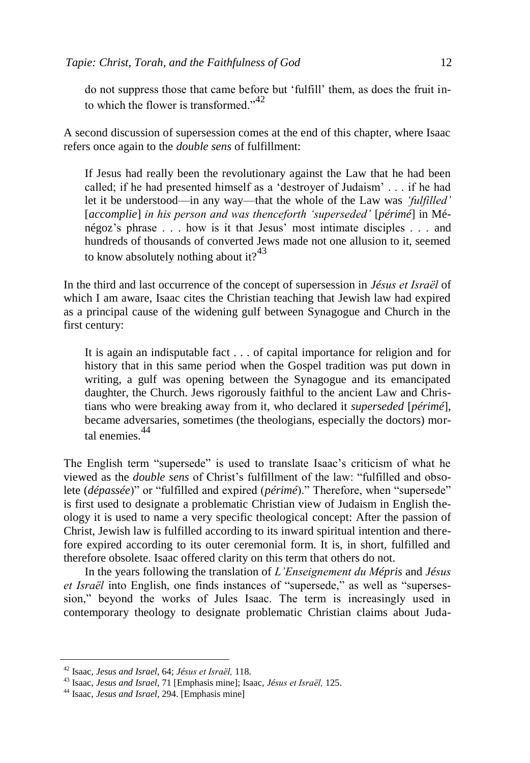do not suppress those that came before but 'fulfill' them, as does the fruit into which the flower is transformed."[42]

A second discussion of supersession comes at the end of this chapter, where Isaac refers once again to the *double sens* of fulfillment:

> If Jesus had really been the revolutionary against the Law that he had been called; if he had presented himself as a 'destroyer of Judaism' . . . if he had let it be understood—in any way—that the whole of the Law was *'fulfilled'* [*accomplie*] *in his person and was thenceforth 'superseded'* [*périmé*] in Ménégoz's phrase . . . how is it that Jesus' most intimate disciples . . . and hundreds of thousands of converted Jews made not one allusion to it, seemed to know absolutely nothing about it?[43]

In the third and last occurrence of the concept of supersession in *Jésus et Israël* of which I am aware, Isaac cites the Christian teaching that Jewish law had expired as a principal cause of the widening gulf between Synagogue and Church in the first century:

> It is again an indisputable fact . . . of capital importance for religion and for history that in this same period when the Gospel tradition was put down in writing, a gulf was opening between the Synagogue and its emancipated daughter, the Church. Jews rigorously faithful to the ancient Law and Christians who were breaking away from it, who declared it *superseded* [*périmé*], became adversaries, sometimes (the theologians, especially the doctors) mortal enemies.[44]

The English term "supersede" is used to translate Isaac's criticism of what he viewed as the *double sens* of Christ's fulfillment of the law: "fulfilled and obsolete (*dépassée*)" or "fulfilled and expired (*périmé*)." Therefore, when "supersede" is first used to designate a problematic Christian view of Judaism in English theology it is used to name a very specific theological concept: After the passion of Christ, Jewish law is fulfilled according to its inward spiritual intention and therefore expired according to its outer ceremonial form. It is, in short, fulfilled and therefore obsolete. Isaac offered clarity on this term that others do not.

In the years following the translation of *L'Enseignement du Mépris* and *Jésus et Israël* into English, one finds instances of "supersede," as well as "supersession," beyond the works of Jules Isaac. The term is increasingly used in contemporary theology to designate problematic Christian claims about Juda-

---

[42] Isaac, *Jesus and Israel*, 64; *Jésus et Israël,* 118.

[43] Isaac, *Jesus and Israel*, 71 [Emphasis mine]; Isaac, *Jésus et Israël,* 125.

[44] Isaac, *Jesus and Israel*, 294. [Emphasis mine]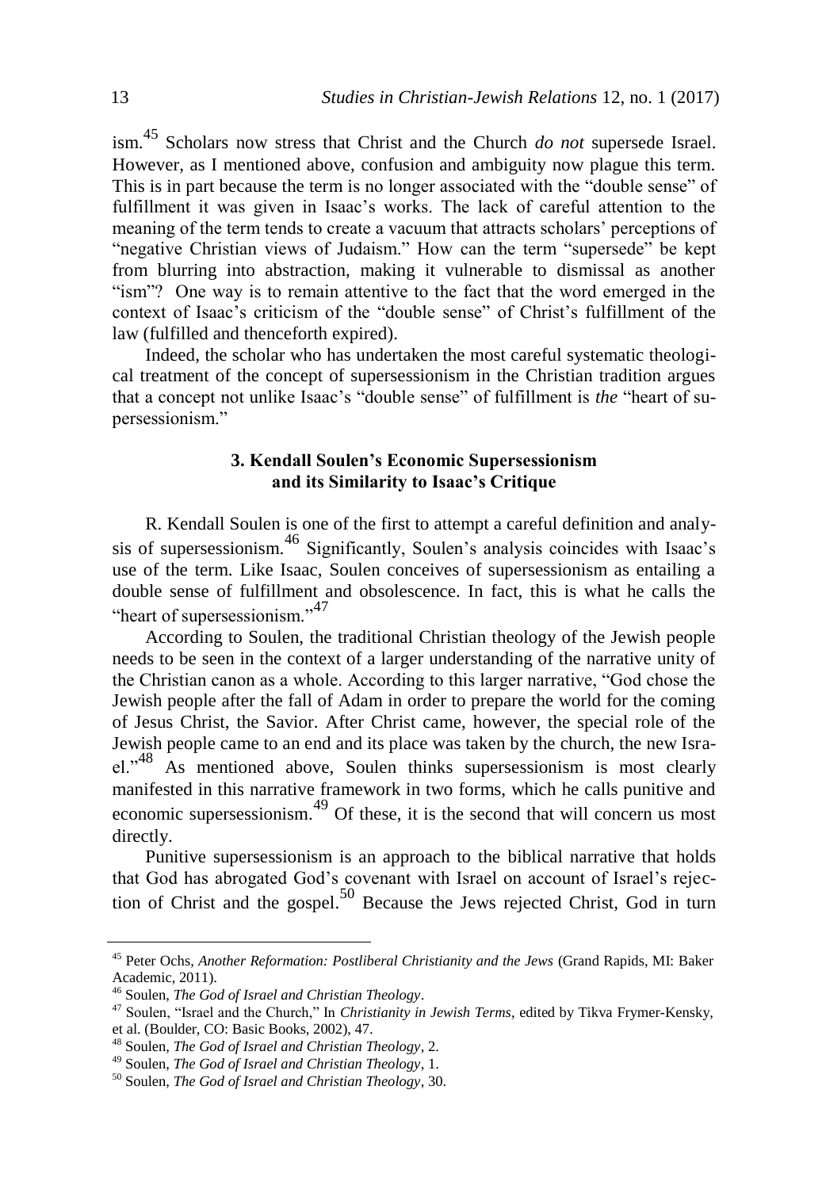ism.[45] Scholars now stress that Christ and the Church *do not* supersede Israel. However, as I mentioned above, confusion and ambiguity now plague this term. This is in part because the term is no longer associated with the "double sense" of fulfillment it was given in Isaac's works. The lack of careful attention to the meaning of the term tends to create a vacuum that attracts scholars' perceptions of "negative Christian views of Judaism." How can the term "supersede" be kept from blurring into abstraction, making it vulnerable to dismissal as another "ism"? One way is to remain attentive to the fact that the word emerged in the context of Isaac's criticism of the "double sense" of Christ's fulfillment of the law (fulfilled and thenceforth expired).

Indeed, the scholar who has undertaken the most careful systematic theological treatment of the concept of supersessionism in the Christian tradition argues that a concept not unlike Isaac's "double sense" of fulfillment is *the* "heart of supersessionism."

### 3. Kendall Soulen's Economic Supersessionism and its Similarity to Isaac's Critique

R. Kendall Soulen is one of the first to attempt a careful definition and analysis of supersessionism.[46] Significantly, Soulen's analysis coincides with Isaac's use of the term. Like Isaac, Soulen conceives of supersessionism as entailing a double sense of fulfillment and obsolescence. In fact, this is what he calls the "heart of supersessionism."[47]

According to Soulen, the traditional Christian theology of the Jewish people needs to be seen in the context of a larger understanding of the narrative unity of the Christian canon as a whole. According to this larger narrative, "God chose the Jewish people after the fall of Adam in order to prepare the world for the coming of Jesus Christ, the Savior. After Christ came, however, the special role of the Jewish people came to an end and its place was taken by the church, the new Israel."[48] As mentioned above, Soulen thinks supersessionism is most clearly manifested in this narrative framework in two forms, which he calls punitive and economic supersessionism.[49] Of these, it is the second that will concern us most directly.

Punitive supersessionism is an approach to the biblical narrative that holds that God has abrogated God's covenant with Israel on account of Israel's rejection of Christ and the gospel.[50] Because the Jews rejected Christ, God in turn

---

[45] Peter Ochs, *Another Reformation: Postliberal Christianity and the Jews* (Grand Rapids, MI: Baker Academic, 2011).

[46] Soulen, *The God of Israel and Christian Theology*.

[47] Soulen, "Israel and the Church," In *Christianity in Jewish Terms*, edited by Tikva Frymer-Kensky, et al. (Boulder, CO: Basic Books, 2002), 47.

[48] Soulen, *The God of Israel and Christian Theology*, 2.

[49] Soulen, *The God of Israel and Christian Theology*, 1.

[50] Soulen, *The God of Israel and Christian Theology*, 30.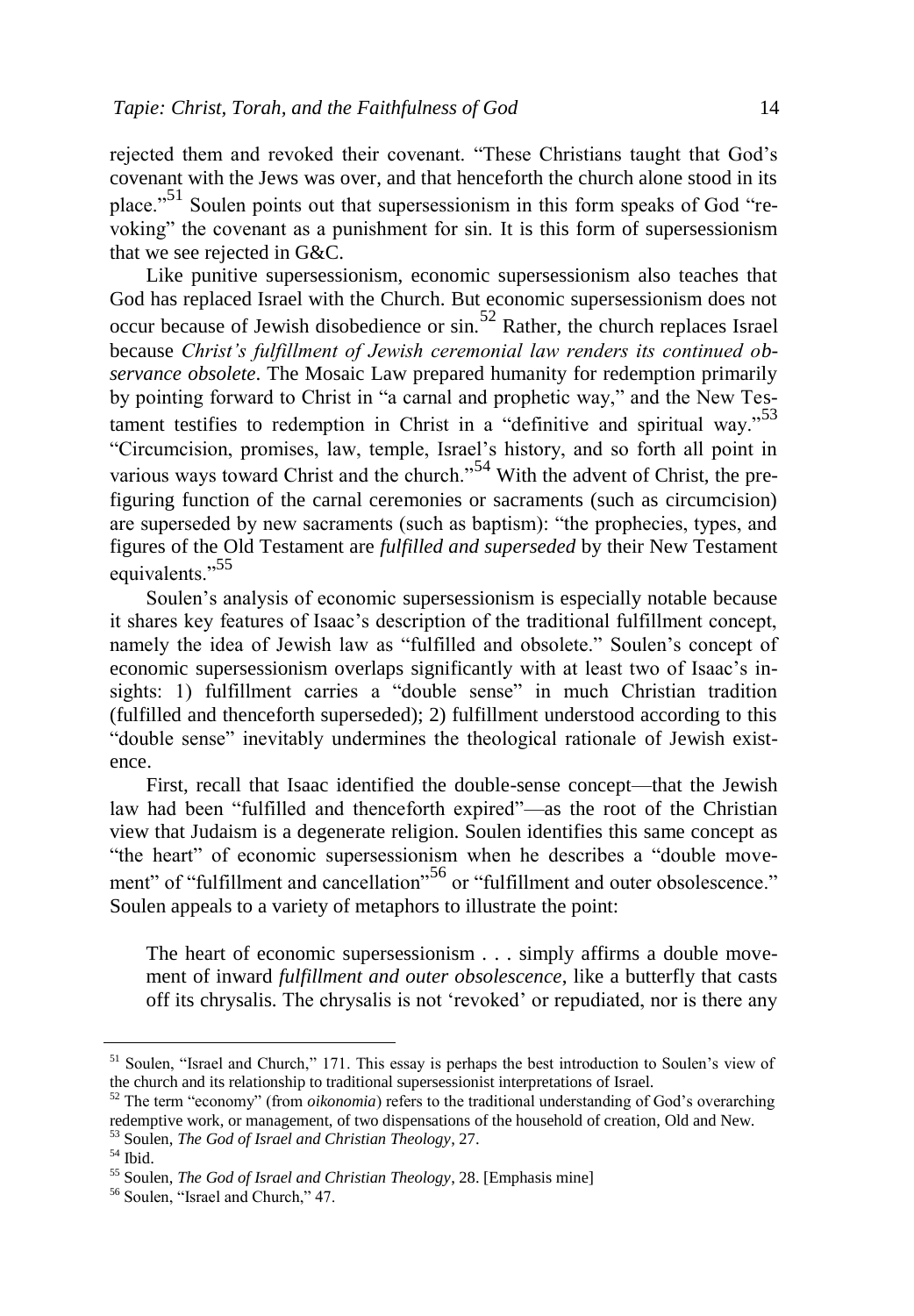rejected them and revoked their covenant. "These Christians taught that God's covenant with the Jews was over, and that henceforth the church alone stood in its place."[51] Soulen points out that supersessionism in this form speaks of God "revoking" the covenant as a punishment for sin. It is this form of supersessionism that we see rejected in G&C.

Like punitive supersessionism, economic supersessionism also teaches that God has replaced Israel with the Church. But economic supersessionism does not occur because of Jewish disobedience or sin.[52] Rather, the church replaces Israel because *Christ's fulfillment of Jewish ceremonial law renders its continued observance obsolete*. The Mosaic Law prepared humanity for redemption primarily by pointing forward to Christ in "a carnal and prophetic way," and the New Testament testifies to redemption in Christ in a "definitive and spiritual way."[53] "Circumcision, promises, law, temple, Israel's history, and so forth all point in various ways toward Christ and the church."[54] With the advent of Christ, the prefiguring function of the carnal ceremonies or sacraments (such as circumcision) are superseded by new sacraments (such as baptism): "the prophecies, types, and figures of the Old Testament are *fulfilled and superseded* by their New Testament equivalents."[55]

Soulen's analysis of economic supersessionism is especially notable because it shares key features of Isaac's description of the traditional fulfillment concept, namely the idea of Jewish law as "fulfilled and obsolete." Soulen's concept of economic supersessionism overlaps significantly with at least two of Isaac's insights: 1) fulfillment carries a "double sense" in much Christian tradition (fulfilled and thenceforth superseded); 2) fulfillment understood according to this "double sense" inevitably undermines the theological rationale of Jewish existence.

First, recall that Isaac identified the double-sense concept—that the Jewish law had been "fulfilled and thenceforth expired"—as the root of the Christian view that Judaism is a degenerate religion. Soulen identifies this same concept as "the heart" of economic supersessionism when he describes a "double movement" of "fulfillment and cancellation"[56] or "fulfillment and outer obsolescence." Soulen appeals to a variety of metaphors to illustrate the point:

> The heart of economic supersessionism . . . simply affirms a double movement of inward *fulfillment and outer obsolescence*, like a butterfly that casts off its chrysalis. The chrysalis is not 'revoked' or repudiated, nor is there any

---

[51] Soulen, "Israel and Church," 171. This essay is perhaps the best introduction to Soulen's view of the church and its relationship to traditional supersessionist interpretations of Israel.

[52] The term "economy" (from *oikonomia*) refers to the traditional understanding of God's overarching redemptive work, or management, of two dispensations of the household of creation, Old and New.

[53] Soulen, *The God of Israel and Christian Theology*, 27.

[54] Ibid.

[55] Soulen, *The God of Israel and Christian Theology*, 28. [Emphasis mine]

[56] Soulen, "Israel and Church," 47.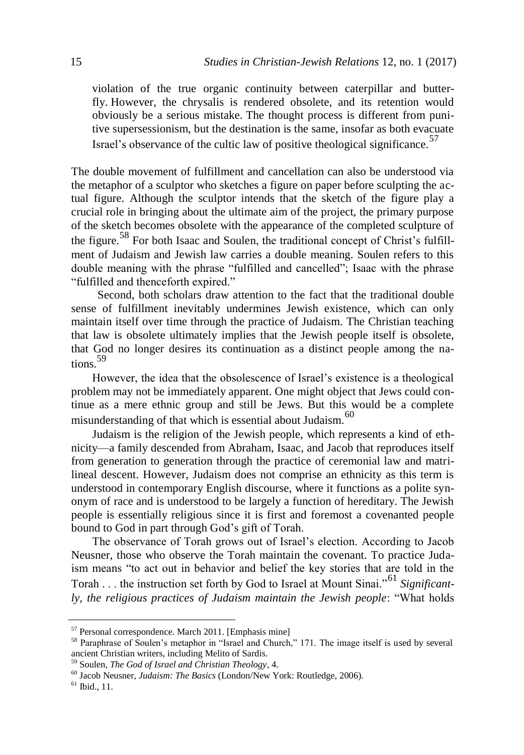violation of the true organic continuity between caterpillar and butterfly. However, the chrysalis is rendered obsolete, and its retention would obviously be a serious mistake. The thought process is different from punitive supersessionism, but the destination is the same, insofar as both evacuate Israel's observance of the cultic law of positive theological significance.[57]

The double movement of fulfillment and cancellation can also be understood via the metaphor of a sculptor who sketches a figure on paper before sculpting the actual figure. Although the sculptor intends that the sketch of the figure play a crucial role in bringing about the ultimate aim of the project, the primary purpose of the sketch becomes obsolete with the appearance of the completed sculpture of the figure.[58] For both Isaac and Soulen, the traditional concept of Christ's fulfillment of Judaism and Jewish law carries a double meaning. Soulen refers to this double meaning with the phrase "fulfilled and cancelled"; Isaac with the phrase "fulfilled and thenceforth expired."

Second, both scholars draw attention to the fact that the traditional double sense of fulfillment inevitably undermines Jewish existence, which can only maintain itself over time through the practice of Judaism. The Christian teaching that law is obsolete ultimately implies that the Jewish people itself is obsolete, that God no longer desires its continuation as a distinct people among the nations.[59]

However, the idea that the obsolescence of Israel's existence is a theological problem may not be immediately apparent. One might object that Jews could continue as a mere ethnic group and still be Jews. But this would be a complete misunderstanding of that which is essential about Judaism.[60]

Judaism is the religion of the Jewish people, which represents a kind of ethnicity—a family descended from Abraham, Isaac, and Jacob that reproduces itself from generation to generation through the practice of ceremonial law and matrilineal descent. However, Judaism does not comprise an ethnicity as this term is understood in contemporary English discourse, where it functions as a polite synonym of race and is understood to be largely a function of hereditary. The Jewish people is essentially religious since it is first and foremost a covenanted people bound to God in part through God's gift of Torah.

The observance of Torah grows out of Israel's election. According to Jacob Neusner, those who observe the Torah maintain the covenant. To practice Judaism means "to act out in behavior and belief the key stories that are told in the Torah . . . the instruction set forth by God to Israel at Mount Sinai."[61] *Significantly, the religious practices of Judaism maintain the Jewish people*: "What holds

---

[57] Personal correspondence. March 2011. [Emphasis mine]

[58] Paraphrase of Soulen's metaphor in "Israel and Church," 171. The image itself is used by several ancient Christian writers, including Melito of Sardis.

[59] Soulen, *The God of Israel and Christian Theology*, 4.

[60] Jacob Neusner, *Judaism: The Basics* (London/New York: Routledge, 2006).

[61] Ibid., 11.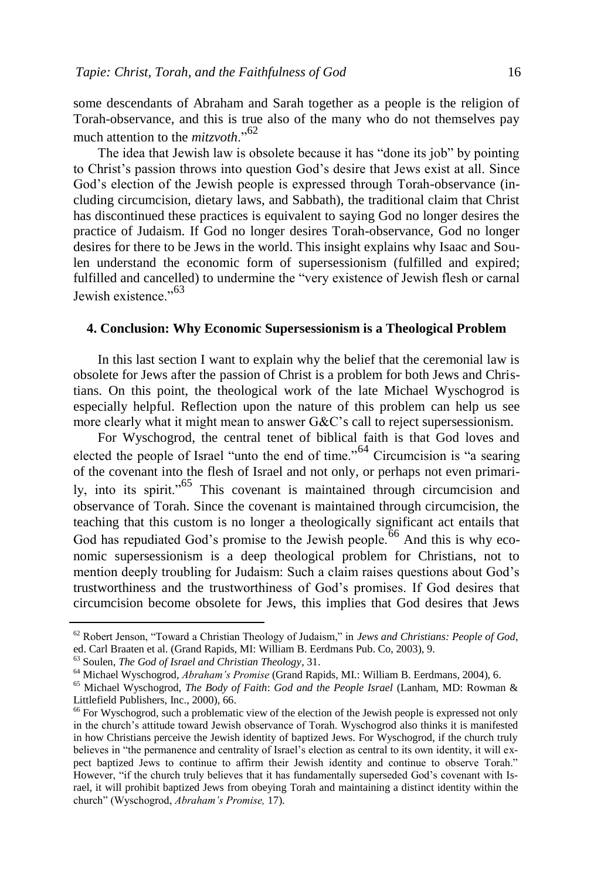some descendants of Abraham and Sarah together as a people is the religion of Torah-observance, and this is true also of the many who do not themselves pay much attention to the *mitzvoth*."[62]

The idea that Jewish law is obsolete because it has "done its job" by pointing to Christ's passion throws into question God's desire that Jews exist at all. Since God's election of the Jewish people is expressed through Torah-observance (including circumcision, dietary laws, and Sabbath), the traditional claim that Christ has discontinued these practices is equivalent to saying God no longer desires the practice of Judaism. If God no longer desires Torah-observance, God no longer desires for there to be Jews in the world. This insight explains why Isaac and Soulen understand the economic form of supersessionism (fulfilled and expired; fulfilled and cancelled) to undermine the "very existence of Jewish flesh or carnal Jewish existence."[63]

## 4. Conclusion: Why Economic Supersessionism is a Theological Problem

In this last section I want to explain why the belief that the ceremonial law is obsolete for Jews after the passion of Christ is a problem for both Jews and Christians. On this point, the theological work of the late Michael Wyschogrod is especially helpful. Reflection upon the nature of this problem can help us see more clearly what it might mean to answer G&C's call to reject supersessionism.

For Wyschogrod, the central tenet of biblical faith is that God loves and elected the people of Israel "unto the end of time."[64] Circumcision is "a searing of the covenant into the flesh of Israel and not only, or perhaps not even primarily, into its spirit."[65] This covenant is maintained through circumcision and observance of Torah. Since the covenant is maintained through circumcision, the teaching that this custom is no longer a theologically significant act entails that God has repudiated God's promise to the Jewish people.[66] And this is why economic supersessionism is a deep theological problem for Christians, not to mention deeply troubling for Judaism: Such a claim raises questions about God's trustworthiness and the trustworthiness of God's promises. If God desires that circumcision become obsolete for Jews, this implies that God desires that Jews

---

[62] Robert Jenson, "Toward a Christian Theology of Judaism," in *Jews and Christians: People of God*, ed. Carl Braaten et al. (Grand Rapids, MI: William B. Eerdmans Pub. Co, 2003), 9.

[63] Soulen, *The God of Israel and Christian Theology*, 31.

[64] Michael Wyschogrod, *Abraham's Promise* (Grand Rapids, MI.: William B. Eerdmans, 2004), 6.

[65] Michael Wyschogrod, *The Body of Faith*: *God and the People Israel* (Lanham, MD: Rowman & Littlefield Publishers, Inc., 2000), 66.

[66] For Wyschogrod, such a problematic view of the election of the Jewish people is expressed not only in the church's attitude toward Jewish observance of Torah. Wyschogrod also thinks it is manifested in how Christians perceive the Jewish identity of baptized Jews. For Wyschogrod, if the church truly believes in "the permanence and centrality of Israel's election as central to its own identity, it will expect baptized Jews to continue to affirm their Jewish identity and continue to observe Torah." However, "if the church truly believes that it has fundamentally superseded God's covenant with Israel, it will prohibit baptized Jews from obeying Torah and maintaining a distinct identity within the church" (Wyschogrod, *Abraham's Promise,* 17).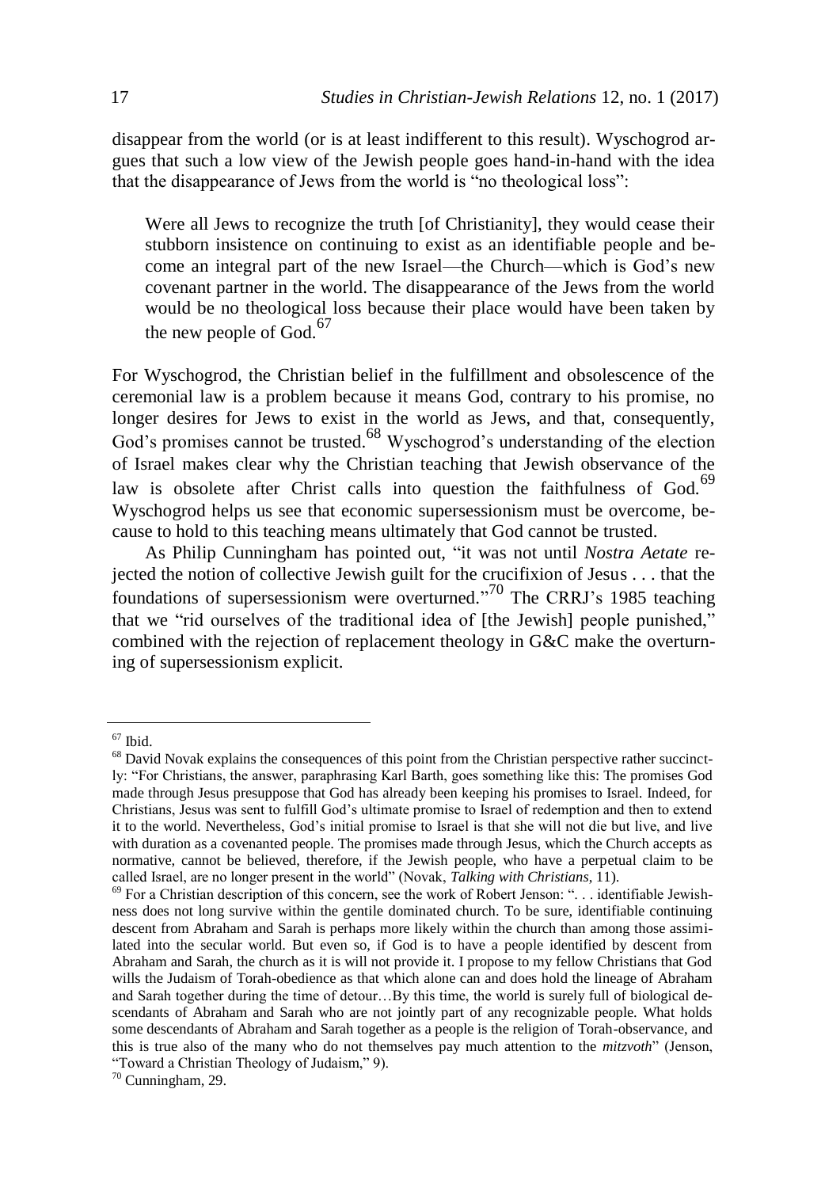disappear from the world (or is at least indifferent to this result). Wyschogrod argues that such a low view of the Jewish people goes hand-in-hand with the idea that the disappearance of Jews from the world is "no theological loss":

> Were all Jews to recognize the truth [of Christianity], they would cease their stubborn insistence on continuing to exist as an identifiable people and become an integral part of the new Israel—the Church—which is God's new covenant partner in the world. The disappearance of the Jews from the world would be no theological loss because their place would have been taken by the new people of God.[67]

For Wyschogrod, the Christian belief in the fulfillment and obsolescence of the ceremonial law is a problem because it means God, contrary to his promise, no longer desires for Jews to exist in the world as Jews, and that, consequently, God's promises cannot be trusted.[68] Wyschogrod's understanding of the election of Israel makes clear why the Christian teaching that Jewish observance of the law is obsolete after Christ calls into question the faithfulness of God.[69] Wyschogrod helps us see that economic supersessionism must be overcome, because to hold to this teaching means ultimately that God cannot be trusted.

As Philip Cunningham has pointed out, "it was not until *Nostra Aetate* rejected the notion of collective Jewish guilt for the crucifixion of Jesus . . . that the foundations of supersessionism were overturned."[70] The CRRJ's 1985 teaching that we "rid ourselves of the traditional idea of [the Jewish] people punished," combined with the rejection of replacement theology in G&C make the overturning of supersessionism explicit.

---

[67] Ibid.

[68] David Novak explains the consequences of this point from the Christian perspective rather succinctly: "For Christians, the answer, paraphrasing Karl Barth, goes something like this: The promises God made through Jesus presuppose that God has already been keeping his promises to Israel. Indeed, for Christians, Jesus was sent to fulfill God's ultimate promise to Israel of redemption and then to extend it to the world. Nevertheless, God's initial promise to Israel is that she will not die but live, and live with duration as a covenanted people. The promises made through Jesus, which the Church accepts as normative, cannot be believed, therefore, if the Jewish people, who have a perpetual claim to be called Israel, are no longer present in the world" (Novak, *Talking with Christians*, 11).

[69] For a Christian description of this concern, see the work of Robert Jenson: ". . . identifiable Jewishness does not long survive within the gentile dominated church. To be sure, identifiable continuing descent from Abraham and Sarah is perhaps more likely within the church than among those assimilated into the secular world. But even so, if God is to have a people identified by descent from Abraham and Sarah, the church as it is will not provide it. I propose to my fellow Christians that God wills the Judaism of Torah-obedience as that which alone can and does hold the lineage of Abraham and Sarah together during the time of detour…By this time, the world is surely full of biological descendants of Abraham and Sarah who are not jointly part of any recognizable people. What holds some descendants of Abraham and Sarah together as a people is the religion of Torah-observance, and this is true also of the many who do not themselves pay much attention to the *mitzvoth*" (Jenson, "Toward a Christian Theology of Judaism," 9).

[70] Cunningham, 29.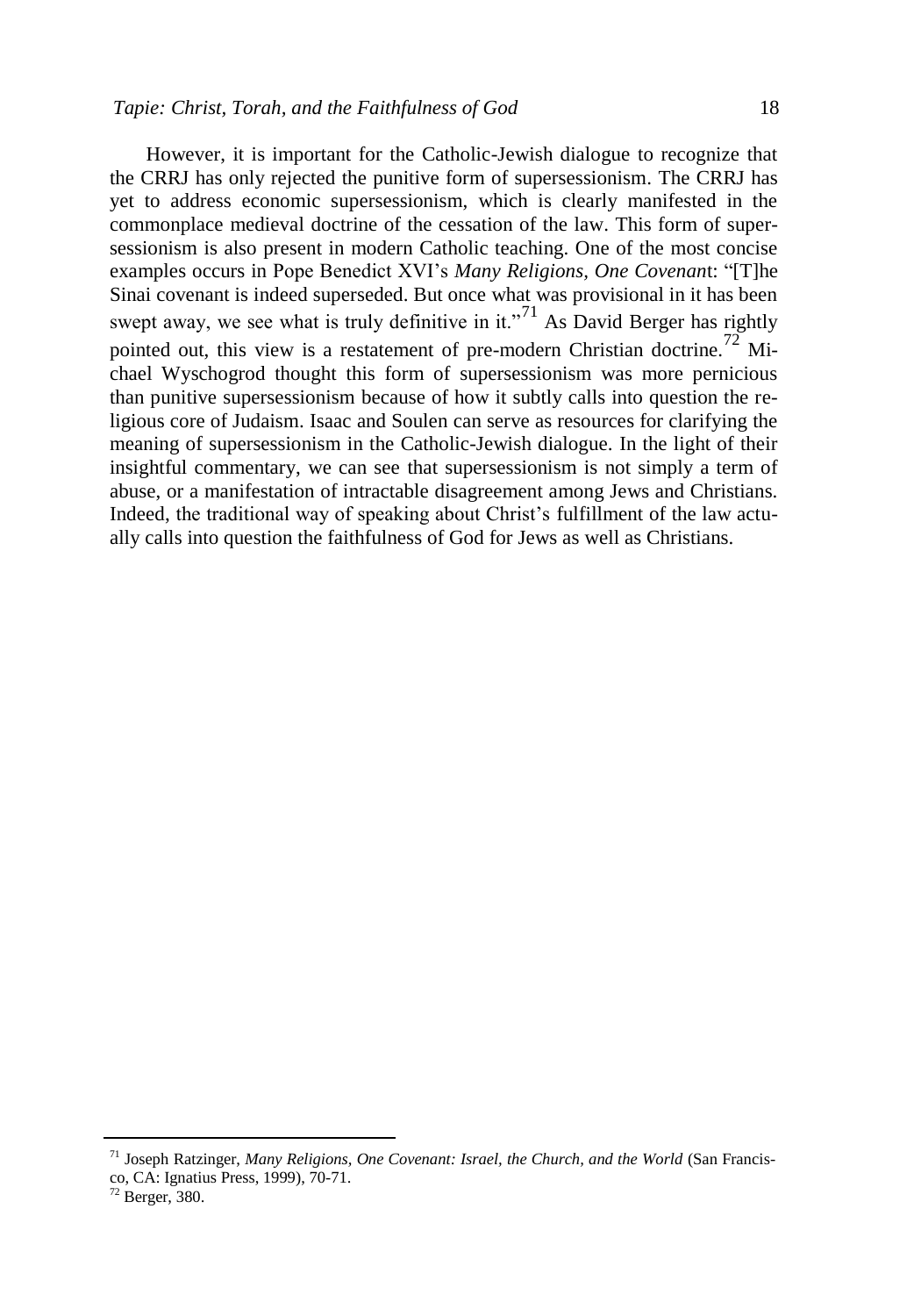However, it is important for the Catholic-Jewish dialogue to recognize that the CRRJ has only rejected the punitive form of supersessionism. The CRRJ has yet to address economic supersessionism, which is clearly manifested in the commonplace medieval doctrine of the cessation of the law. This form of supersessionism is also present in modern Catholic teaching. One of the most concise examples occurs in Pope Benedict XVI's *Many Religions, One Covenant*: "[T]he Sinai covenant is indeed superseded. But once what was provisional in it has been swept away, we see what is truly definitive in it."[71] As David Berger has rightly pointed out, this view is a restatement of pre-modern Christian doctrine.[72] Michael Wyschogrod thought this form of supersessionism was more pernicious than punitive supersessionism because of how it subtly calls into question the religious core of Judaism. Isaac and Soulen can serve as resources for clarifying the meaning of supersessionism in the Catholic-Jewish dialogue. In the light of their insightful commentary, we can see that supersessionism is not simply a term of abuse, or a manifestation of intractable disagreement among Jews and Christians. Indeed, the traditional way of speaking about Christ's fulfillment of the law actually calls into question the faithfulness of God for Jews as well as Christians.

---

[71] Joseph Ratzinger, *Many Religions, One Covenant: Israel, the Church, and the World* (San Francisco, CA: Ignatius Press, 1999), 70-71.

[72] Berger, 380.